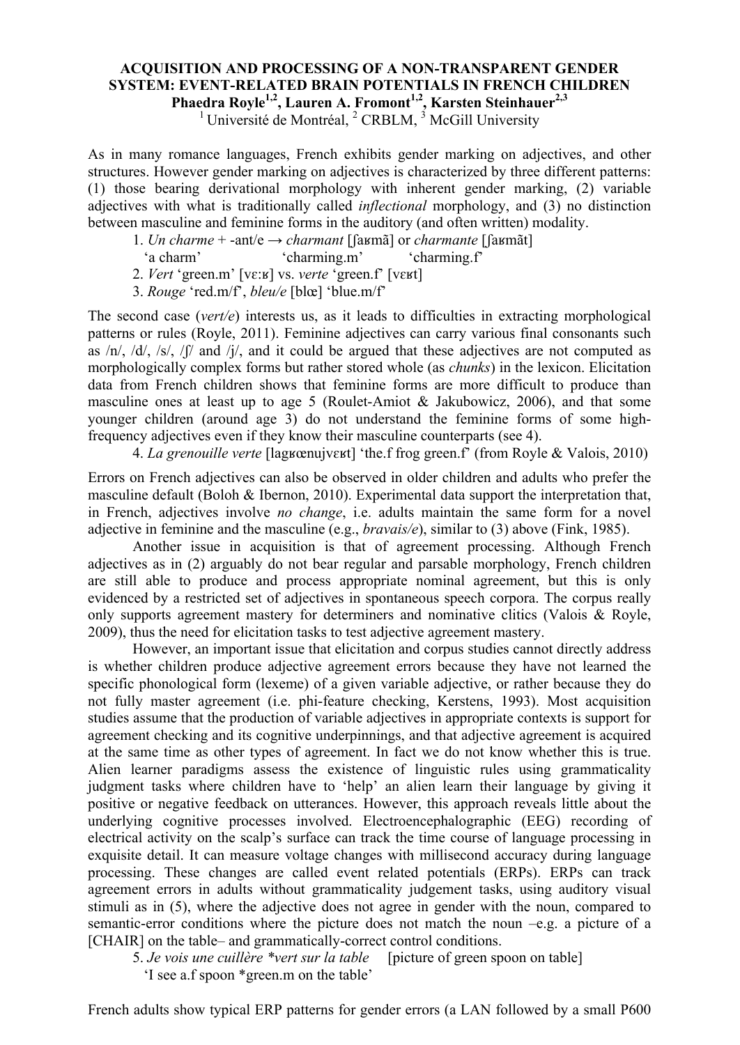# ACQUISITION AND PROCESSING OF A NON-TRANSPARENT GENDER SYSTEM: EVENT-RELATED BRAIN POTENTIALS IN FRENCH CHILDREN

**Phaedra Royle[1,2], Lauren A. Fromont[1,2], Karsten Steinhauer[2,3]**

[1] Université de Montréal, [2] CRBLM, [3] McGill University

As in many romance languages, French exhibits gender marking on adjectives, and other structures. However gender marking on adjectives is characterized by three different patterns: (1) those bearing derivational morphology with inherent gender marking, (2) variable adjectives with what is traditionally called *inflectional* morphology, and (3) no distinction between masculine and feminine forms in the auditory (and often written) modality.

1. *Un charme* + -ant/e → *charmant* [ʃaʁmã] or *charmante* [ʃaʁmãt]
   'a charm' 'charming.m' 'charming.f'
2. *Vert* 'green.m' [vɛːʁ] vs. *verte* 'green.f' [vɛʁt]
3. *Rouge* 'red.m/f', *bleu/e* [blœ] 'blue.m/f'

The second case (*vert/e*) interests us, as it leads to difficulties in extracting morphological patterns or rules (Royle, 2011). Feminine adjectives can carry various final consonants such as /n/, /d/, /s/, /ʃ/ and /j/, and it could be argued that these adjectives are not computed as morphologically complex forms but rather stored whole (as *chunks*) in the lexicon. Elicitation data from French children shows that feminine forms are more difficult to produce than masculine ones at least up to age 5 (Roulet-Amiot & Jakubowicz, 2006), and that some younger children (around age 3) do not understand the feminine forms of some high-frequency adjectives even if they know their masculine counterparts (see 4).

4. *La grenouille verte* [lagʁœnujvɛʁt] 'the.f frog green.f' (from Royle & Valois, 2010)

Errors on French adjectives can also be observed in older children and adults who prefer the masculine default (Boloh & Ibernon, 2010). Experimental data support the interpretation that, in French, adjectives involve *no change*, i.e. adults maintain the same form for a novel adjective in feminine and the masculine (e.g., *bravais/e*), similar to (3) above (Fink, 1985).

Another issue in acquisition is that of agreement processing. Although French adjectives as in (2) arguably do not bear regular and parsable morphology, French children are still able to produce and process appropriate nominal agreement, but this is only evidenced by a restricted set of adjectives in spontaneous speech corpora. The corpus really only supports agreement mastery for determiners and nominative clitics (Valois & Royle, 2009), thus the need for elicitation tasks to test adjective agreement mastery.

However, an important issue that elicitation and corpus studies cannot directly address is whether children produce adjective agreement errors because they have not learned the specific phonological form (lexeme) of a given variable adjective, or rather because they do not fully master agreement (i.e. phi-feature checking, Kerstens, 1993). Most acquisition studies assume that the production of variable adjectives in appropriate contexts is support for agreement checking and its cognitive underpinnings, and that adjective agreement is acquired at the same time as other types of agreement. In fact we do not know whether this is true. Alien learner paradigms assess the existence of linguistic rules using grammaticality judgment tasks where children have to 'help' an alien learn their language by giving it positive or negative feedback on utterances. However, this approach reveals little about the underlying cognitive processes involved. Electroencephalographic (EEG) recording of electrical activity on the scalp's surface can track the time course of language processing in exquisite detail. It can measure voltage changes with millisecond accuracy during language processing. These changes are called event related potentials (ERPs). ERPs can track agreement errors in adults without grammaticality judgement tasks, using auditory visual stimuli as in (5), where the adjective does not agree in gender with the noun, compared to semantic-error conditions where the picture does not match the noun –e.g. a picture of a [CHAIR] on the table– and grammatically-correct control conditions.

5. *Je vois une cuillère *vert sur la table* [picture of green spoon on table]
   'I see a.f spoon *green.m on the table'

French adults show typical ERP patterns for gender errors (a LAN followed by a small P600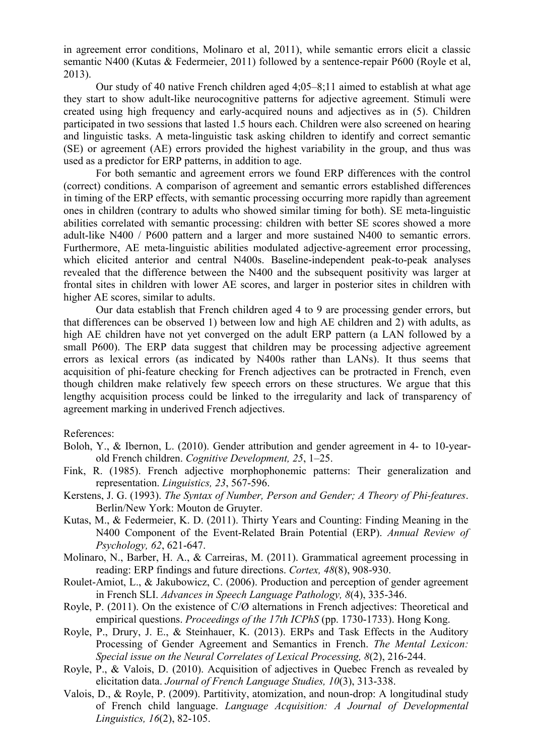in agreement error conditions, Molinaro et al, 2011), while semantic errors elicit a classic semantic N400 (Kutas & Federmeier, 2011) followed by a sentence-repair P600 (Royle et al, 2013).

Our study of 40 native French children aged 4;05–8;11 aimed to establish at what age they start to show adult-like neurocognitive patterns for adjective agreement. Stimuli were created using high frequency and early-acquired nouns and adjectives as in (5). Children participated in two sessions that lasted 1.5 hours each. Children were also screened on hearing and linguistic tasks. A meta-linguistic task asking children to identify and correct semantic (SE) or agreement (AE) errors provided the highest variability in the group, and thus was used as a predictor for ERP patterns, in addition to age.

For both semantic and agreement errors we found ERP differences with the control (correct) conditions. A comparison of agreement and semantic errors established differences in timing of the ERP effects, with semantic processing occurring more rapidly than agreement ones in children (contrary to adults who showed similar timing for both). SE meta-linguistic abilities correlated with semantic processing: children with better SE scores showed a more adult-like N400 / P600 pattern and a larger and more sustained N400 to semantic errors. Furthermore, AE meta-linguistic abilities modulated adjective-agreement error processing, which elicited anterior and central N400s. Baseline-independent peak-to-peak analyses revealed that the difference between the N400 and the subsequent positivity was larger at frontal sites in children with lower AE scores, and larger in posterior sites in children with higher AE scores, similar to adults.

Our data establish that French children aged 4 to 9 are processing gender errors, but that differences can be observed 1) between low and high AE children and 2) with adults, as high AE children have not yet converged on the adult ERP pattern (a LAN followed by a small P600). The ERP data suggest that children may be processing adjective agreement errors as lexical errors (as indicated by N400s rather than LANs). It thus seems that acquisition of phi-feature checking for French adjectives can be protracted in French, even though children make relatively few speech errors on these structures. We argue that this lengthy acquisition process could be linked to the irregularity and lack of transparency of agreement marking in underived French adjectives.

References:

- Boloh, Y., & Ibernon, L. (2010). Gender attribution and gender agreement in 4- to 10-year-old French children. *Cognitive Development, 25*, 1–25.
- Fink, R. (1985). French adjective morphophonemic patterns: Their generalization and representation. *Linguistics, 23*, 567-596.
- Kerstens, J. G. (1993). *The Syntax of Number, Person and Gender; A Theory of Phi-features*. Berlin/New York: Mouton de Gruyter.
- Kutas, M., & Federmeier, K. D. (2011). Thirty Years and Counting: Finding Meaning in the N400 Component of the Event-Related Brain Potential (ERP). *Annual Review of Psychology, 62*, 621-647.
- Molinaro, N., Barber, H. A., & Carreiras, M. (2011). Grammatical agreement processing in reading: ERP findings and future directions. *Cortex, 48*(8), 908-930.
- Roulet-Amiot, L., & Jakubowicz, C. (2006). Production and perception of gender agreement in French SLI. *Advances in Speech Language Pathology, 8*(4), 335-346.
- Royle, P. (2011). On the existence of C/Ø alternations in French adjectives: Theoretical and empirical questions. *Proceedings of the 17th ICPhS* (pp. 1730-1733). Hong Kong.
- Royle, P., Drury, J. E., & Steinhauer, K. (2013). ERPs and Task Effects in the Auditory Processing of Gender Agreement and Semantics in French. *The Mental Lexicon: Special issue on the Neural Correlates of Lexical Processing, 8*(2), 216-244.
- Royle, P., & Valois, D. (2010). Acquisition of adjectives in Quebec French as revealed by elicitation data. *Journal of French Language Studies, 10*(3), 313-338.
- Valois, D., & Royle, P. (2009). Partitivity, atomization, and noun-drop: A longitudinal study of French child language. *Language Acquisition: A Journal of Developmental Linguistics, 16*(2), 82-105.